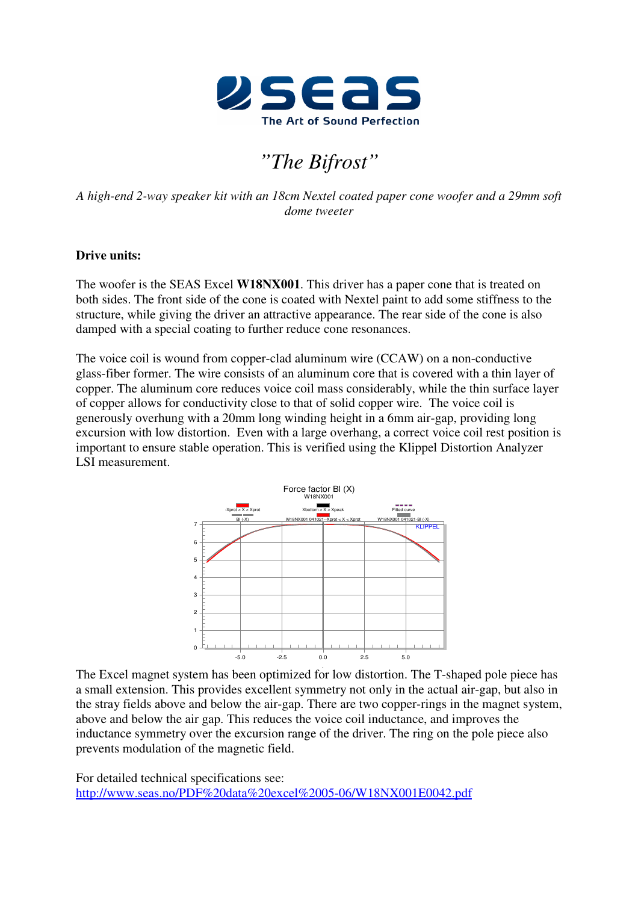# *"The Bifrost"*

*A high-end 2-way speaker kit with an 18cm Nextel coated paper cone woofer and a 29mm soft dome tweeter*

**Drive units:**

The woofer is the SEAS Excel **W18NX001**. This driver has a paper cone that is treated on both sides. The front side of the cone is coated with Nextel paint to add some stiffness to the structure, while giving the driver an attractive appearance. The rear side of the cone is also damped with a special coating to further reduce cone resonances.

The voice coil is wound from copper-clad aluminum wire (CCAW) on a non-conductive glass-fiber former. The wire consists of an aluminum core that is covered with a thin layer of copper. The aluminum core reduces voice coil mass considerably, while the thin surface layer of copper allows for conductivity close to that of solid copper wire. The voice coil is generously overhung with a 20mm long winding height in a 6mm air-gap, providing long excursion with low distortion. Even with a large overhang, a correct voice coil rest position is important to ensure stable operation. This is verified using the Klippel Distortion Analyzer LSI measurement.

The Excel magnet system has been optimized for low distortion. The T-shaped pole piece has a small extension. This provides excellent symmetry not only in the actual air-gap, but also in the stray fields above and below the air-gap. There are two copper-rings in the magnet system, above and below the air gap. This reduces the voice coil inductance, and improves the inductance symmetry over the excursion range of the driver. The ring on the pole piece also prevents modulation of the magnetic field.

For detailed technical specifications see:
http://www.seas.no/PDF%20data%20excel%2005-06/W18NX001E0042.pdf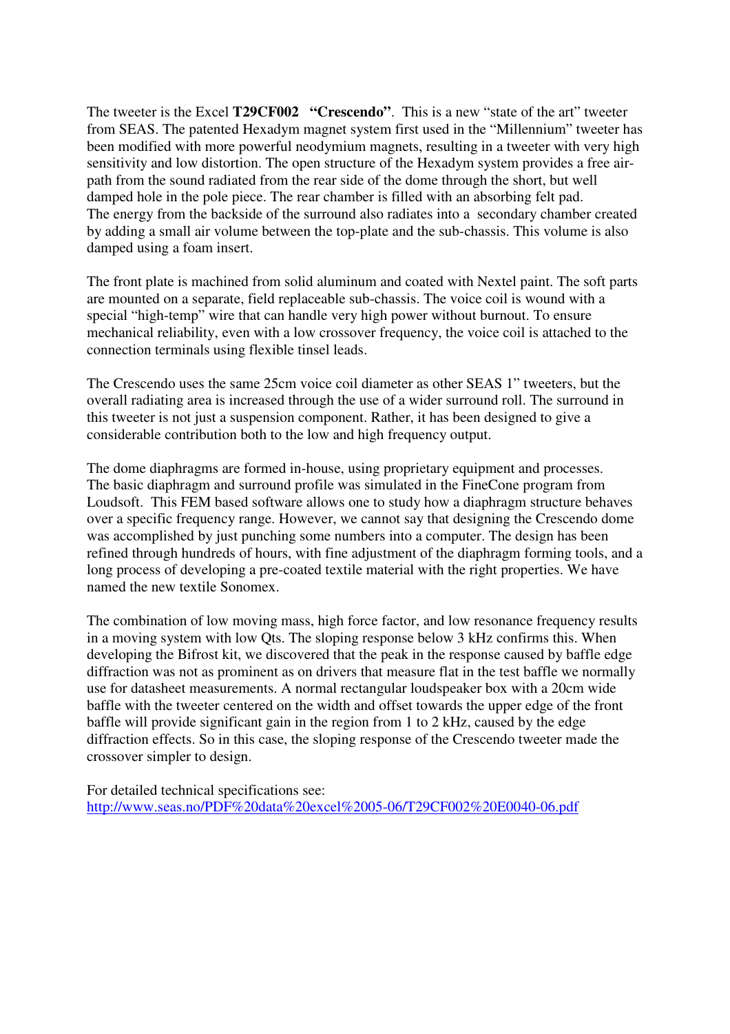The tweeter is the Excel **T29CF002 "Crescendo"**. This is a new "state of the art" tweeter from SEAS. The patented Hexadym magnet system first used in the "Millennium" tweeter has been modified with more powerful neodymium magnets, resulting in a tweeter with very high sensitivity and low distortion. The open structure of the Hexadym system provides a free air-path from the sound radiated from the rear side of the dome through the short, but well damped hole in the pole piece. The rear chamber is filled with an absorbing felt pad. The energy from the backside of the surround also radiates into a secondary chamber created by adding a small air volume between the top-plate and the sub-chassis. This volume is also damped using a foam insert.

The front plate is machined from solid aluminum and coated with Nextel paint. The soft parts are mounted on a separate, field replaceable sub-chassis. The voice coil is wound with a special "high-temp" wire that can handle very high power without burnout. To ensure mechanical reliability, even with a low crossover frequency, the voice coil is attached to the connection terminals using flexible tinsel leads.

The Crescendo uses the same 25cm voice coil diameter as other SEAS 1" tweeters, but the overall radiating area is increased through the use of a wider surround roll. The surround in this tweeter is not just a suspension component. Rather, it has been designed to give a considerable contribution both to the low and high frequency output.

The dome diaphragms are formed in-house, using proprietary equipment and processes. The basic diaphragm and surround profile was simulated in the FineCone program from Loudsoft. This FEM based software allows one to study how a diaphragm structure behaves over a specific frequency range. However, we cannot say that designing the Crescendo dome was accomplished by just punching some numbers into a computer. The design has been refined through hundreds of hours, with fine adjustment of the diaphragm forming tools, and a long process of developing a pre-coated textile material with the right properties. We have named the new textile Sonomex.

The combination of low moving mass, high force factor, and low resonance frequency results in a moving system with low Qts. The sloping response below 3 kHz confirms this. When developing the Bifrost kit, we discovered that the peak in the response caused by baffle edge diffraction was not as prominent as on drivers that measure flat in the test baffle we normally use for datasheet measurements. A normal rectangular loudspeaker box with a 20cm wide baffle with the tweeter centered on the width and offset towards the upper edge of the front baffle will provide significant gain in the region from 1 to 2 kHz, caused by the edge diffraction effects. So in this case, the sloping response of the Crescendo tweeter made the crossover simpler to design.

For detailed technical specifications see:
http://www.seas.no/PDF%20data%20excel%2005-06/T29CF002%20E0040-06.pdf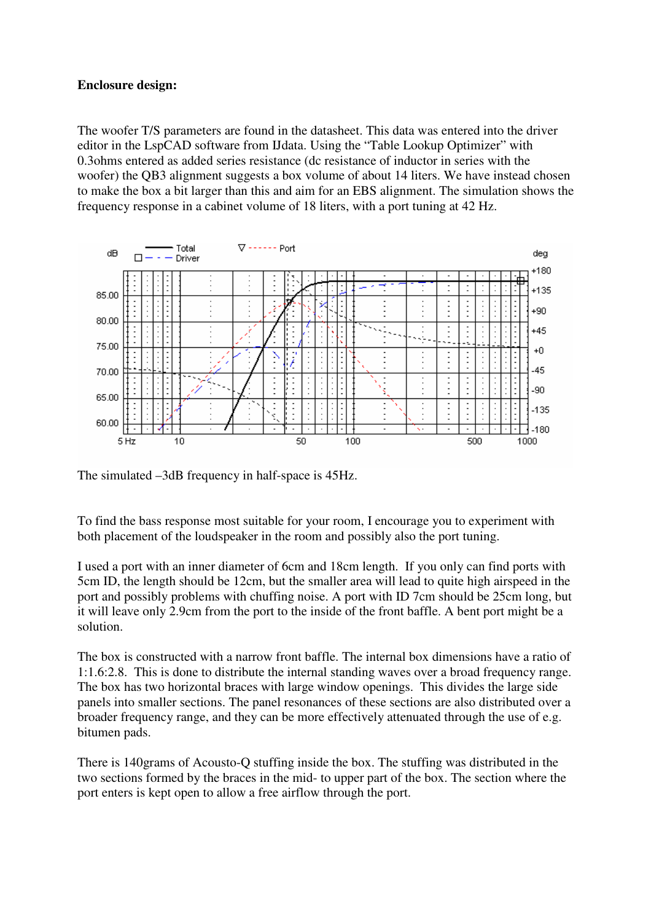**Enclosure design:**

The woofer T/S parameters are found in the datasheet. This data was entered into the driver editor in the LspCAD software from IJdata. Using the "Table Lookup Optimizer" with 0.3ohms entered as added series resistance (dc resistance of inductor in series with the woofer) the QB3 alignment suggests a box volume of about 14 liters. We have instead chosen to make the box a bit larger than this and aim for an EBS alignment. The simulation shows the frequency response in a cabinet volume of 18 liters, with a port tuning at 42 Hz.

The simulated –3dB frequency in half-space is 45Hz.

To find the bass response most suitable for your room, I encourage you to experiment with both placement of the loudspeaker in the room and possibly also the port tuning.

I used a port with an inner diameter of 6cm and 18cm length. If you only can find ports with 5cm ID, the length should be 12cm, but the smaller area will lead to quite high airspeed in the port and possibly problems with chuffing noise. A port with ID 7cm should be 25cm long, but it will leave only 2.9cm from the port to the inside of the front baffle. A bent port might be a solution.

The box is constructed with a narrow front baffle. The internal box dimensions have a ratio of 1:1.6:2.8. This is done to distribute the internal standing waves over a broad frequency range. The box has two horizontal braces with large window openings. This divides the large side panels into smaller sections. The panel resonances of these sections are also distributed over a broader frequency range, and they can be more effectively attenuated through the use of e.g. bitumen pads.

There is 140grams of Acousto-Q stuffing inside the box. The stuffing was distributed in the two sections formed by the braces in the mid- to upper part of the box. The section where the port enters is kept open to allow a free airflow through the port.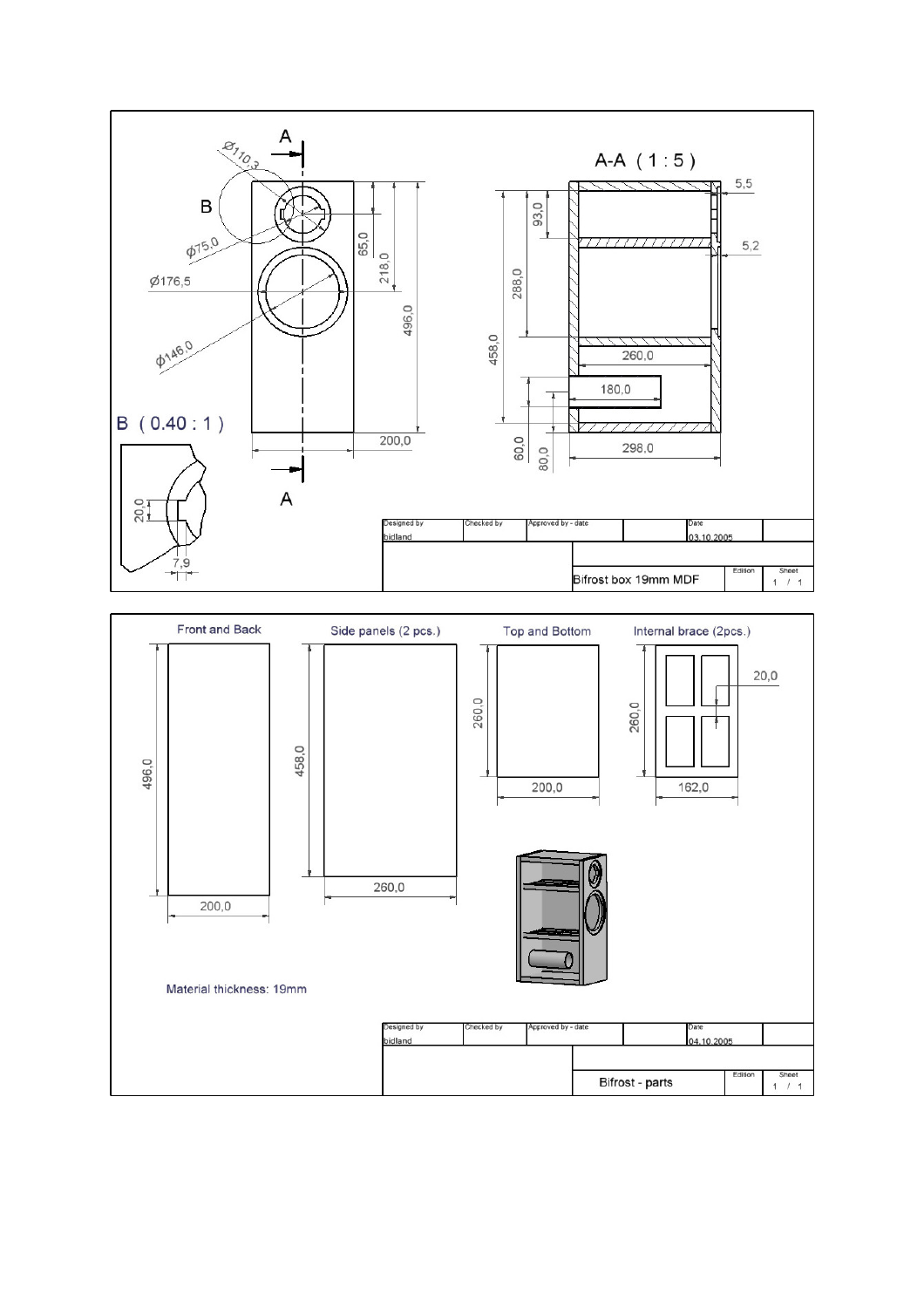A-A (1 : 5)

B (0.40 : 1)

Ø110,3

Ø75,0

Ø176,5

Ø146,0

65,0

218,0

496,0

200,0

20,0

7,9

93,0

288,0

458,0

60,0

80,0

260,0

180,0

298,0

5,5

5,2

| Designed by | Checked by | Approved by - date | | Date | |
|---|---|---|---|---|---|
| bidland | | | | 03.10.2005 | |
| | | Bifrost box 19mm MDF | | Edition | Sheet 1 / 1 |

Front and Back

Side panels (2 pcs.)

Top and Bottom

Internal brace (2pcs.)

496,0

200,0

458,0

260,0

260,0

200,0

260,0

162,0

20,0

Material thickness: 19mm

| Designed by | Checked by | Approved by - date | | Date | |
|---|---|---|---|---|---|
| bidland | | | | 04.10.2005 | |
| | | Bifrost - parts | | Edition | Sheet 1 / 1 |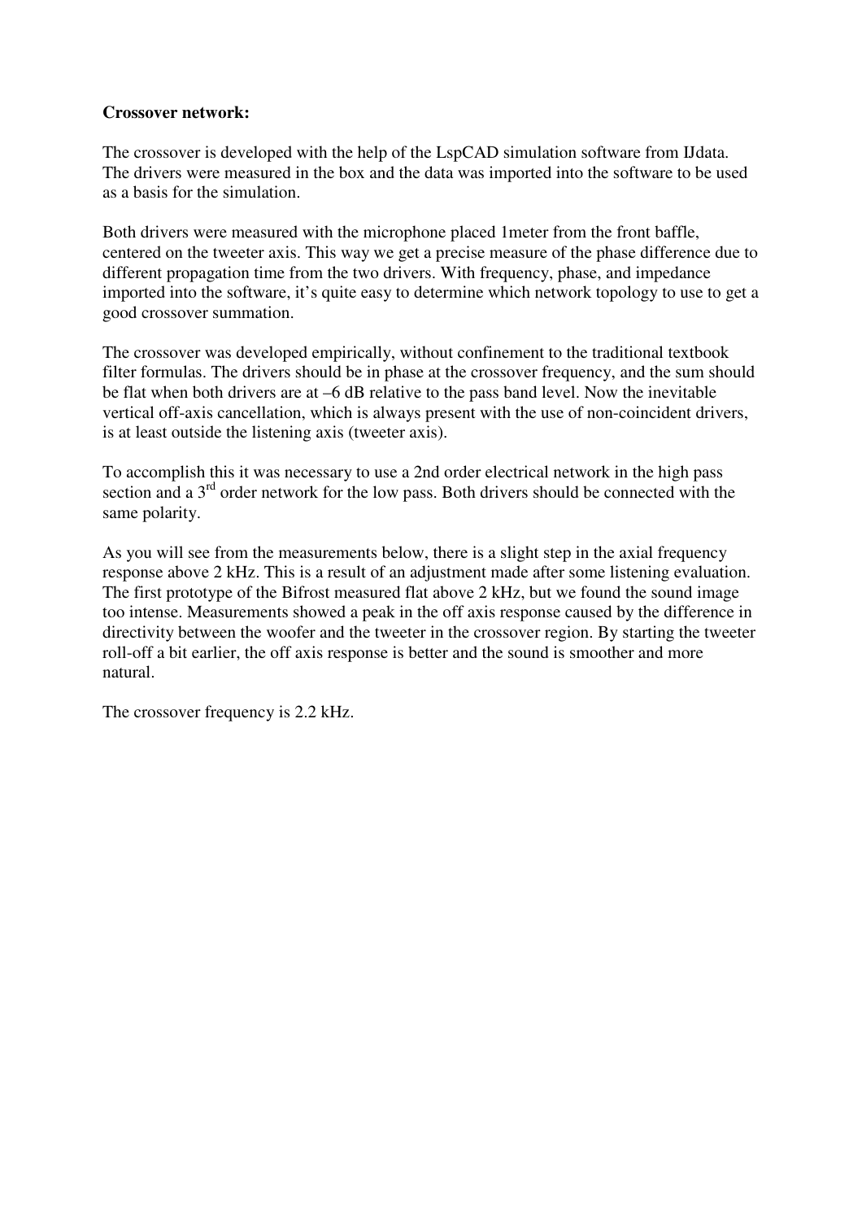**Crossover network:**

The crossover is developed with the help of the LspCAD simulation software from IJdata. The drivers were measured in the box and the data was imported into the software to be used as a basis for the simulation.

Both drivers were measured with the microphone placed 1meter from the front baffle, centered on the tweeter axis. This way we get a precise measure of the phase difference due to different propagation time from the two drivers. With frequency, phase, and impedance imported into the software, it's quite easy to determine which network topology to use to get a good crossover summation.

The crossover was developed empirically, without confinement to the traditional textbook filter formulas. The drivers should be in phase at the crossover frequency, and the sum should be flat when both drivers are at –6 dB relative to the pass band level. Now the inevitable vertical off-axis cancellation, which is always present with the use of non-coincident drivers, is at least outside the listening axis (tweeter axis).

To accomplish this it was necessary to use a 2nd order electrical network in the high pass section and a 3rd order network for the low pass. Both drivers should be connected with the same polarity.

As you will see from the measurements below, there is a slight step in the axial frequency response above 2 kHz. This is a result of an adjustment made after some listening evaluation. The first prototype of the Bifrost measured flat above 2 kHz, but we found the sound image too intense. Measurements showed a peak in the off axis response caused by the difference in directivity between the woofer and the tweeter in the crossover region. By starting the tweeter roll-off a bit earlier, the off axis response is better and the sound is smoother and more natural.

The crossover frequency is 2.2 kHz.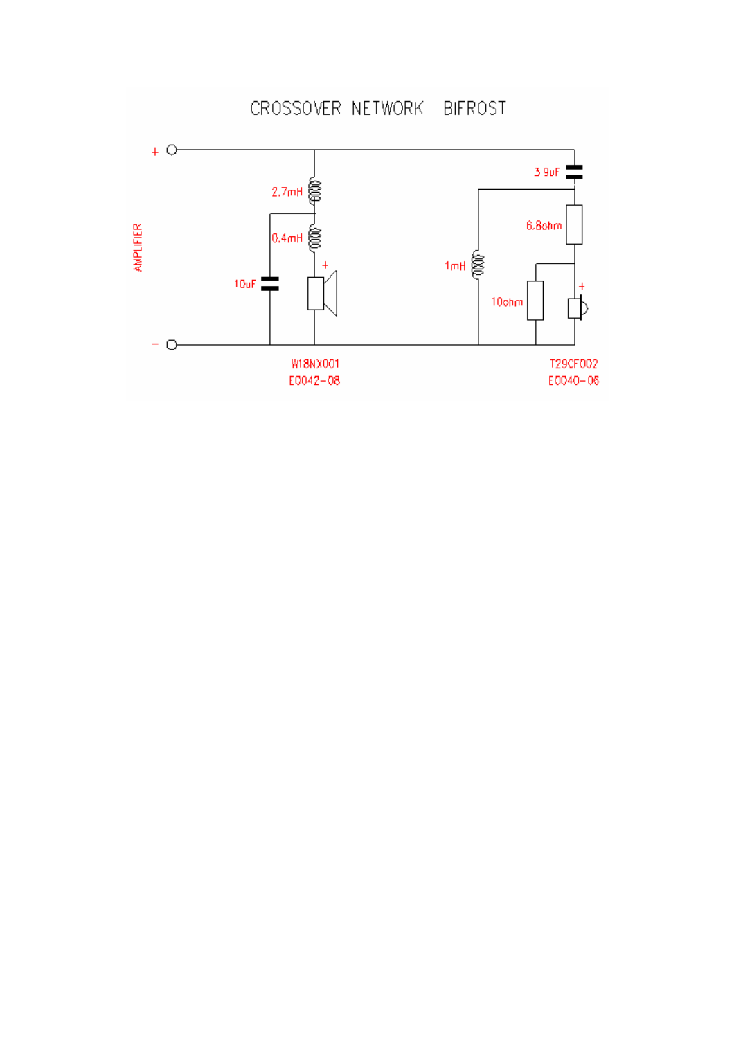# CROSSOVER NETWORK BIFROST

AMPLIFIER

+

−

2.7mH

0.4mH

10uF

3.9uF

6.8ohm

1mH

10ohm

W18NX001
E0042-08

T29CF002
E0040-06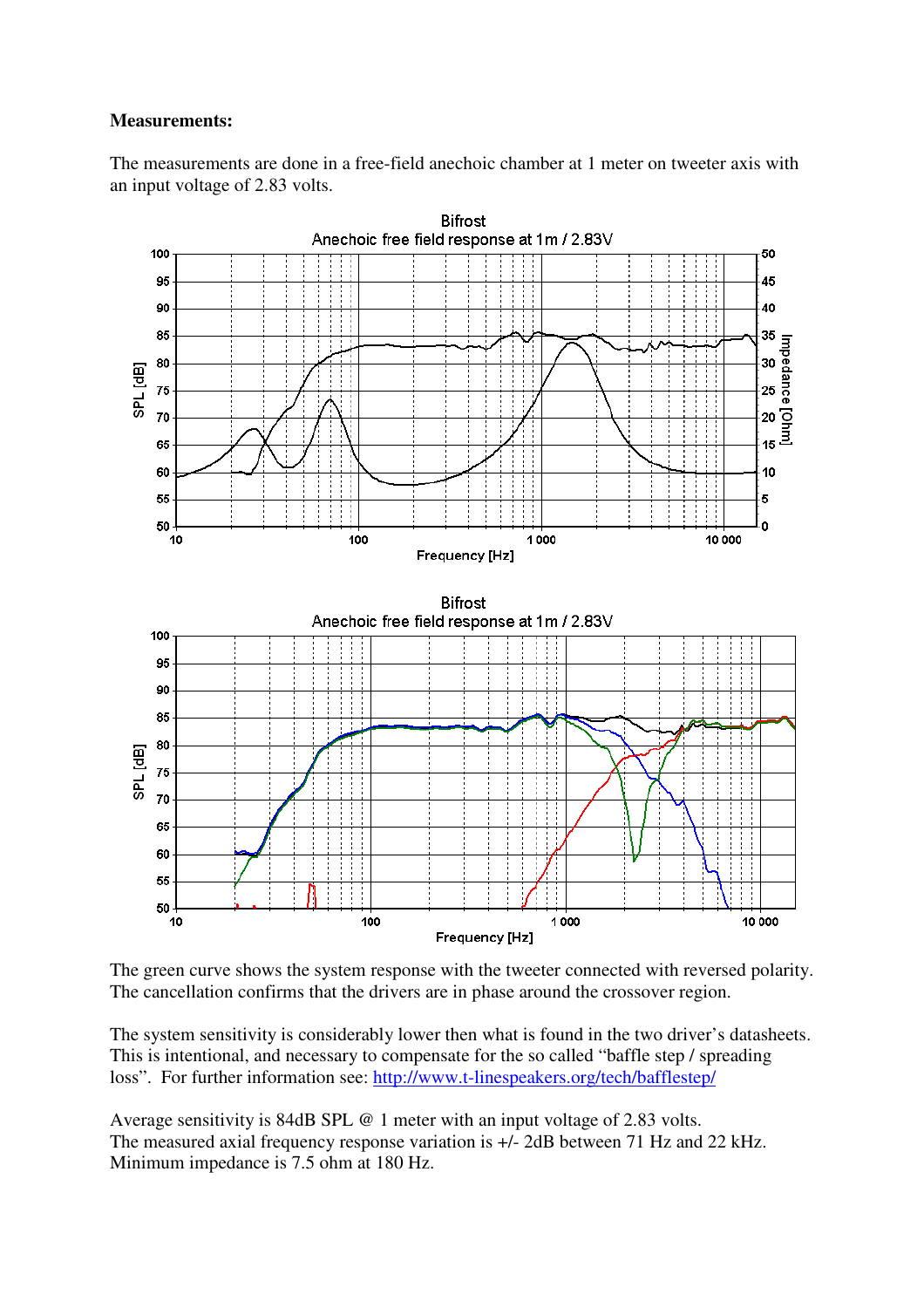**Measurements:**

The measurements are done in a free-field anechoic chamber at 1 meter on tweeter axis with an input voltage of 2.83 volts.

Bifrost
Anechoic free field response at 1m / 2.83V

SPL [dB]
100
95
90
85
80
75
70
65
60
55
50

Impedance [Ohm]
50
45
40
35
30
25
20
15
10
5
0

10
100
1 000
10 000
Frequency [Hz]

Bifrost
Anechoic free field response at 1m / 2.83V

SPL [dB]
100
95
90
85
80
75
70
65
60
55
50

10
100
1 000
10 000
Frequency [Hz]

The green curve shows the system response with the tweeter connected with reversed polarity. The cancellation confirms that the drivers are in phase around the crossover region.

The system sensitivity is considerably lower then what is found in the two driver's datasheets. This is intentional, and necessary to compensate for the so called "baffle step / spreading loss". For further information see: [http://www.t-linespeakers.org/tech/bafflestep/](http://www.t-linespeakers.org/tech/bafflestep/)

Average sensitivity is 84dB SPL @ 1 meter with an input voltage of 2.83 volts.
The measured axial frequency response variation is +/- 2dB between 71 Hz and 22 kHz.
Minimum impedance is 7.5 ohm at 180 Hz.